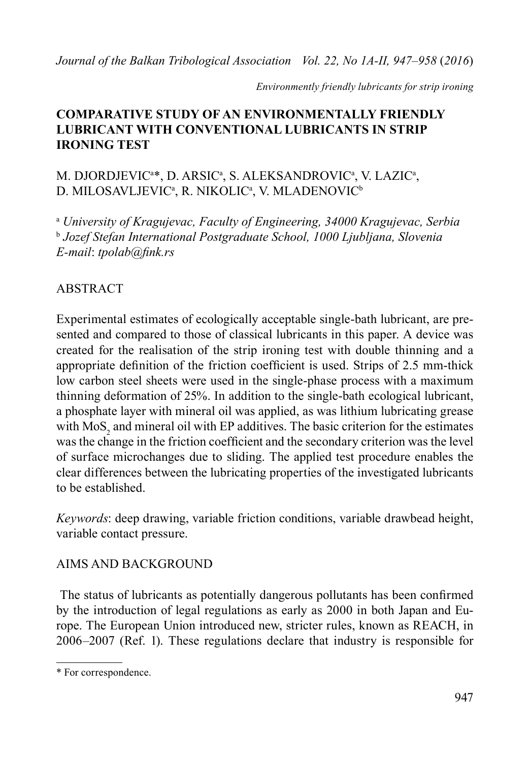# COMPARATIVE STUDY OF AN ENVIRONMENTALLY FRIENDLY LUBRICANT WITH CONVENTIONAL LUBRICANTS IN STRIP IRONING TEST

M. DJORDJEVIC[a]*, D. ARSIC[a], S. ALEKSANDROVIC[a], V. LAZIC[a], D. MILOSAVLJEVIC[a], R. NIKOLIC[a], V. MLADENOVIC[b]

[a] *University of Kragujevac, Faculty of Engineering, 34000 Kragujevac, Serbia*
[b] *Jozef Stefan International Postgraduate School, 1000 Ljubljana, Slovenia*
*E-mail*: *tpolab@fink.rs*

## ABSTRACT

Experimental estimates of ecologically acceptable single-bath lubricant, are presented and compared to those of classical lubricants in this paper. A device was created for the realisation of the strip ironing test with double thinning and a appropriate definition of the friction coefficient is used. Strips of 2.5 mm-thick low carbon steel sheets were used in the single-phase process with a maximum thinning deformation of 25%. In addition to the single-bath ecological lubricant, a phosphate layer with mineral oil was applied, as was lithium lubricating grease with $MoS_2$ and mineral oil with EP additives. The basic criterion for the estimates was the change in the friction coefficient and the secondary criterion was the level of surface microchanges due to sliding. The applied test procedure enables the clear differences between the lubricating properties of the investigated lubricants to be established.

*Keywords*: deep drawing, variable friction conditions, variable drawbead height, variable contact pressure.

## AIMS AND BACKGROUND

The status of lubricants as potentially dangerous pollutants has been confirmed by the introduction of legal regulations as early as 2000 in both Japan and Europe. The European Union introduced new, stricter rules, known as REACH, in 2006–2007 (Ref. 1). These regulations declare that industry is responsible for

---

\* For correspondence.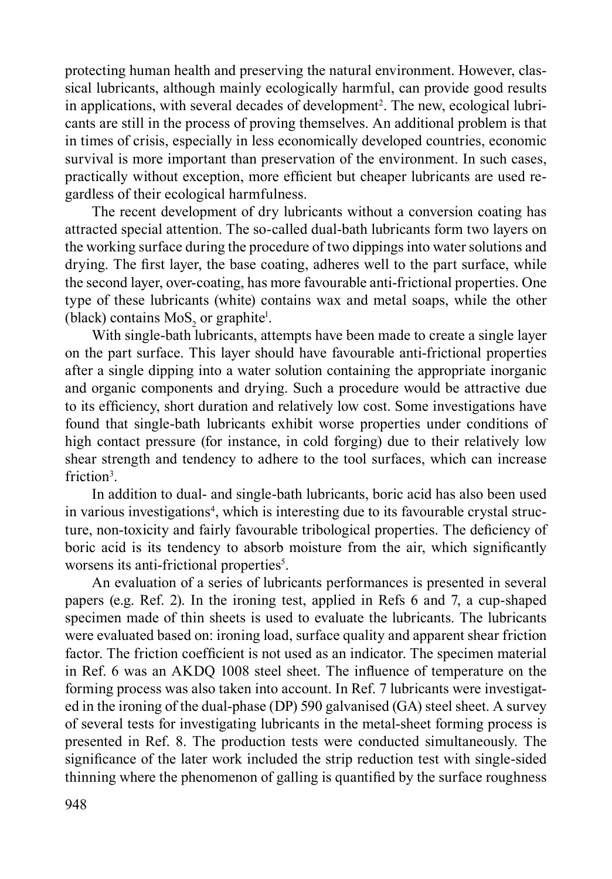protecting human health and preserving the natural environment. However, classical lubricants, although mainly ecologically harmful, can provide good results in applications, with several decades of development[2]. The new, ecological lubricants are still in the process of proving themselves. An additional problem is that in times of crisis, especially in less economically developed countries, economic survival is more important than preservation of the environment. In such cases, practically without exception, more efficient but cheaper lubricants are used regardless of their ecological harmfulness.

The recent development of dry lubricants without a conversion coating has attracted special attention. The so-called dual-bath lubricants form two layers on the working surface during the procedure of two dippings into water solutions and drying. The first layer, the base coating, adheres well to the part surface, while the second layer, over-coating, has more favourable anti-frictional properties. One type of these lubricants (white) contains wax and metal soaps, while the other (black) contains $MoS_2$ or graphite[1].

With single-bath lubricants, attempts have been made to create a single layer on the part surface. This layer should have favourable anti-frictional properties after a single dipping into a water solution containing the appropriate inorganic and organic components and drying. Such a procedure would be attractive due to its efficiency, short duration and relatively low cost. Some investigations have found that single-bath lubricants exhibit worse properties under conditions of high contact pressure (for instance, in cold forging) due to their relatively low shear strength and tendency to adhere to the tool surfaces, which can increase friction[3].

In addition to dual- and single-bath lubricants, boric acid has also been used in various investigations[4], which is interesting due to its favourable crystal structure, non-toxicity and fairly favourable tribological properties. The deficiency of boric acid is its tendency to absorb moisture from the air, which significantly worsens its anti-frictional properties[5].

An evaluation of a series of lubricants performances is presented in several papers (e.g. Ref. 2). In the ironing test, applied in Refs 6 and 7, a cup-shaped specimen made of thin sheets is used to evaluate the lubricants. The lubricants were evaluated based on: ironing load, surface quality and apparent shear friction factor. The friction coefficient is not used as an indicator. The specimen material in Ref. 6 was an AKDQ 1008 steel sheet. The influence of temperature on the forming process was also taken into account. In Ref. 7 lubricants were investigated in the ironing of the dual-phase (DP) 590 galvanised (GA) steel sheet. A survey of several tests for investigating lubricants in the metal-sheet forming process is presented in Ref. 8. The production tests were conducted simultaneously. The significance of the later work included the strip reduction test with single-sided thinning where the phenomenon of galling is quantified by the surface roughness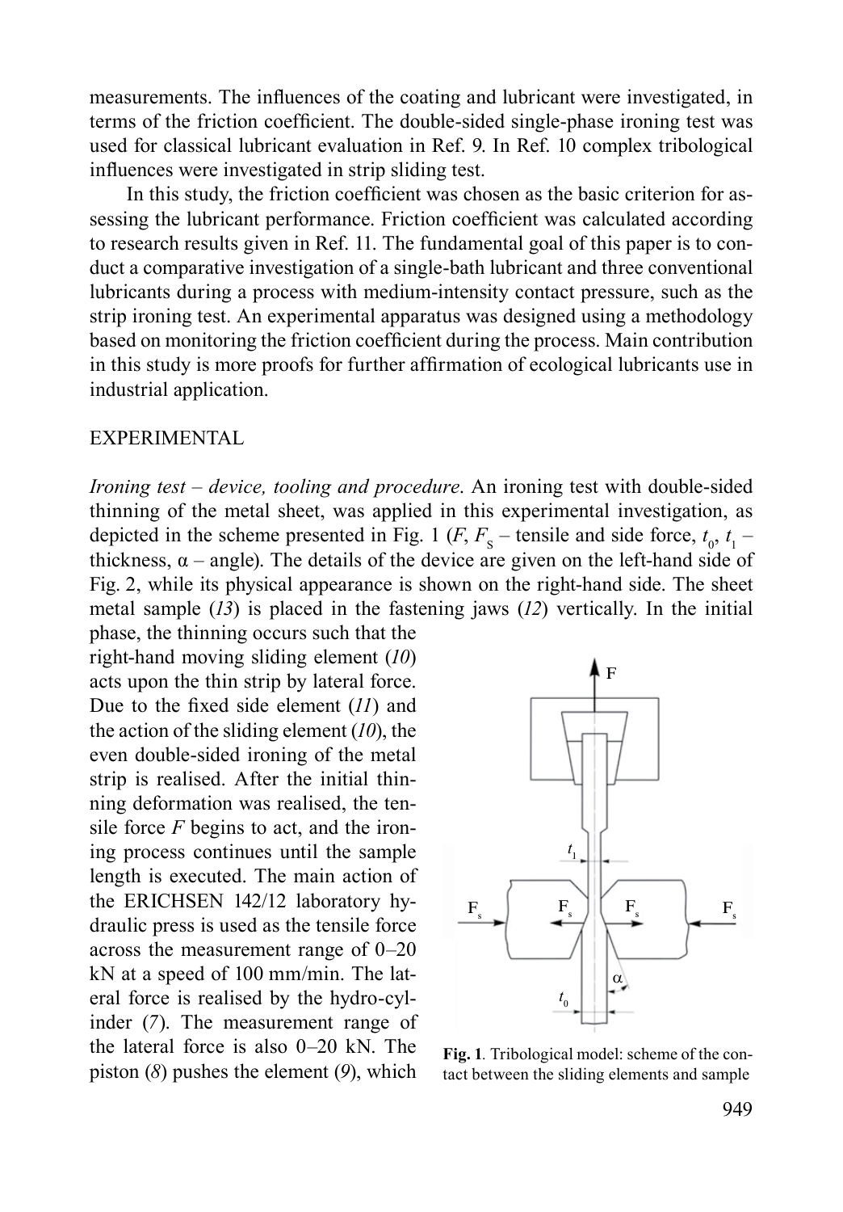measurements. The influences of the coating and lubricant were investigated, in terms of the friction coefficient. The double-sided single-phase ironing test was used for classical lubricant evaluation in Ref. 9. In Ref. 10 complex tribological influences were investigated in strip sliding test.

In this study, the friction coefficient was chosen as the basic criterion for assessing the lubricant performance. Friction coefficient was calculated according to research results given in Ref. 11. The fundamental goal of this paper is to conduct a comparative investigation of a single-bath lubricant and three conventional lubricants during a process with medium-intensity contact pressure, such as the strip ironing test. An experimental apparatus was designed using a methodology based on monitoring the friction coefficient during the process. Main contribution in this study is more proofs for further affirmation of ecological lubricants use in industrial application.

## EXPERIMENTAL

*Ironing test – device, tooling and procedure*. An ironing test with double-sided thinning of the metal sheet, was applied in this experimental investigation, as depicted in the scheme presented in Fig. 1 ($F$, $F_S$ – tensile and side force, $t_0$, $t_1$ – thickness, $\alpha$ – angle). The details of the device are given on the left-hand side of Fig. 2, while its physical appearance is shown on the right-hand side. The sheet metal sample (*13*) is placed in the fastening jaws (*12*) vertically. In the initial phase, the thinning occurs such that the right-hand moving sliding element (*10*) acts upon the thin strip by lateral force. Due to the fixed side element (*11*) and the action of the sliding element (*10*), the even double-sided ironing of the metal strip is realised. After the initial thinning deformation was realised, the tensile force $F$ begins to act, and the ironing process continues until the sample length is executed. The main action of the ERICHSEN 142/12 laboratory hydraulic press is used as the tensile force across the measurement range of 0–20 kN at a speed of 100 mm/min. The lateral force is realised by the hydro-cylinder (*7*). The measurement range of the lateral force is also 0–20 kN. The piston (*8*) pushes the element (*9*), which

**Fig. 1**. Tribological model: scheme of the contact between the sliding elements and sample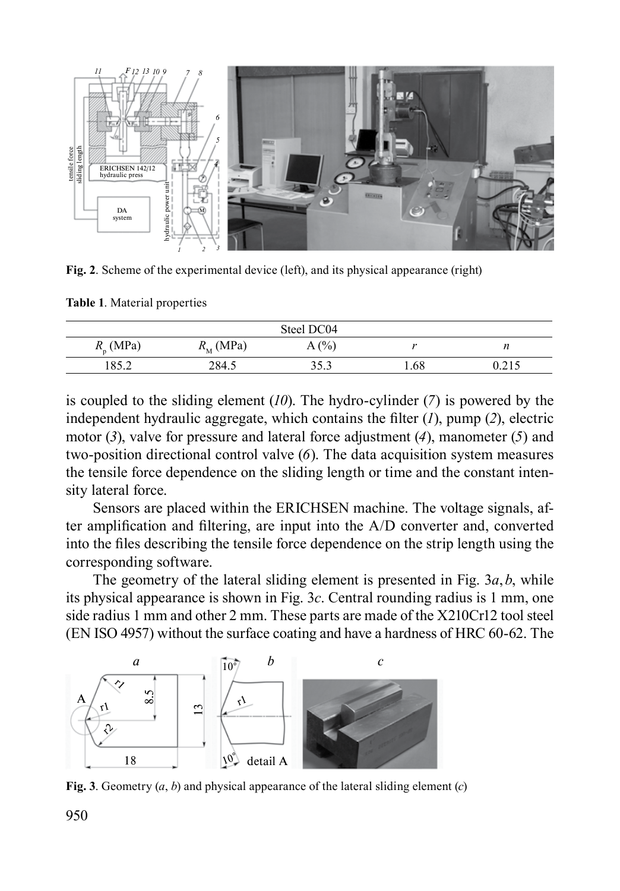**Fig. 2**. Scheme of the experimental device (left), and its physical appearance (right)

**Table 1**. Material properties

| Steel DC04 | | | | |
|---|---|---|---|---|
| $R_p$ (MPa) | $R_M$ (MPa) | A (%) | $r$ | $n$ |
| 185.2 | 284.5 | 35.3 | 1.68 | 0.215 |

is coupled to the sliding element (*10*). The hydro-cylinder (*7*) is powered by the independent hydraulic aggregate, which contains the filter (*1*), pump (*2*), electric motor (*3*), valve for pressure and lateral force adjustment (*4*), manometer (*5*) and two-position directional control valve (*6*). The data acquisition system measures the tensile force dependence on the sliding length or time and the constant intensity lateral force.

Sensors are placed within the ERICHSEN machine. The voltage signals, after amplification and filtering, are input into the A/D converter and, converted into the files describing the tensile force dependence on the strip length using the corresponding software.

The geometry of the lateral sliding element is presented in Fig. 3*a*,*b*, while its physical appearance is shown in Fig. 3*c*. Central rounding radius is 1 mm, one side radius 1 mm and other 2 mm. These parts are made of the X210Cr12 tool steel (EN ISO 4957) without the surface coating and have a hardness of HRC 60-62. The

**Fig. 3**. Geometry (*a*, *b*) and physical appearance of the lateral sliding element (*c*)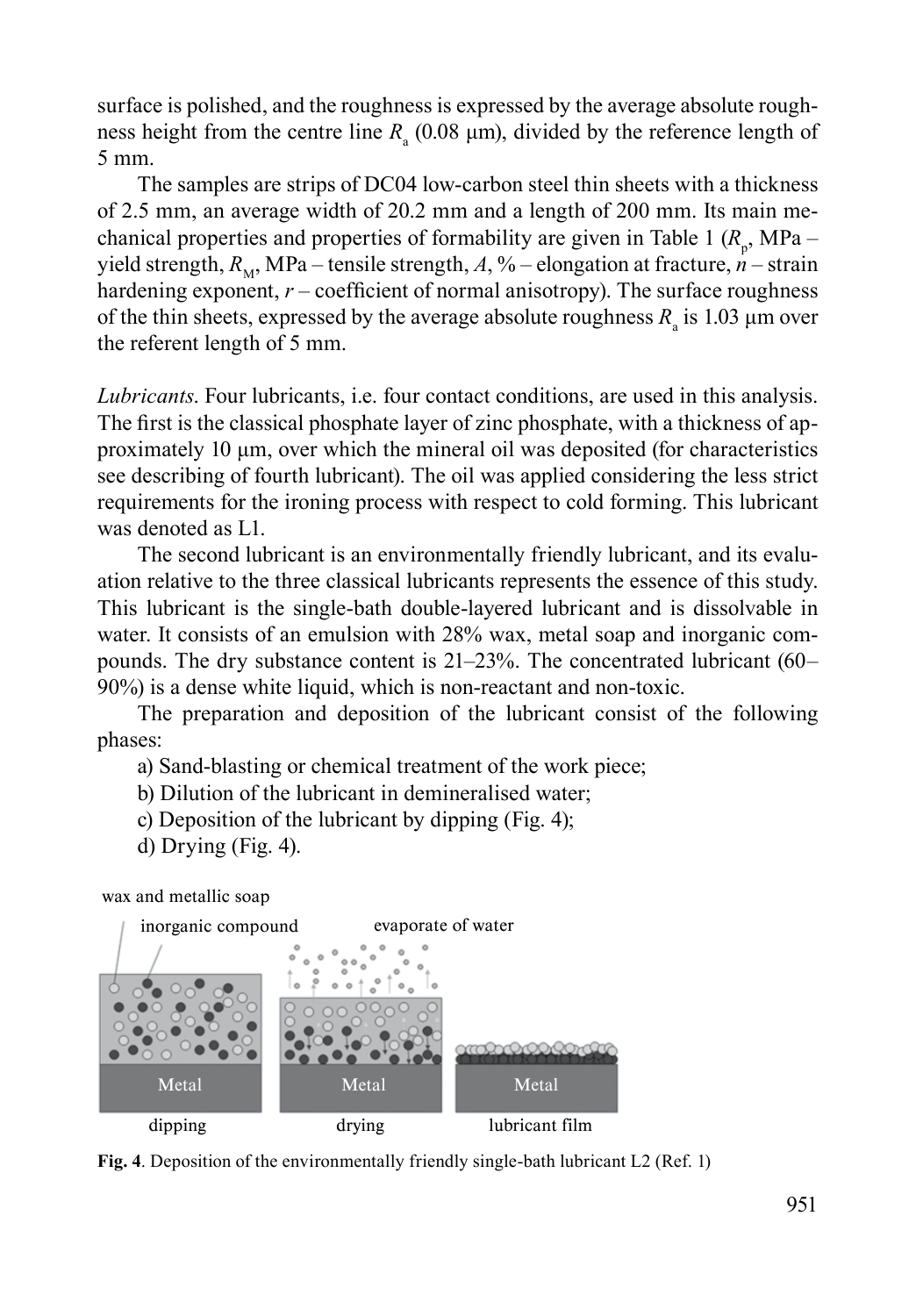surface is polished, and the roughness is expressed by the average absolute roughness height from the centre line $R_a$ (0.08 μm), divided by the reference length of 5 mm.

The samples are strips of DC04 low-carbon steel thin sheets with a thickness of 2.5 mm, an average width of 20.2 mm and a length of 200 mm. Its main mechanical properties and properties of formability are given in Table 1 ($R_p$, MPa – yield strength, $R_M$, MPa – tensile strength, $A$, % – elongation at fracture, $n$ – strain hardening exponent, $r$ – coefficient of normal anisotropy). The surface roughness of the thin sheets, expressed by the average absolute roughness $R_a$ is 1.03 μm over the referent length of 5 mm.

*Lubricants*. Four lubricants, i.e. four contact conditions, are used in this analysis. The first is the classical phosphate layer of zinc phosphate, with a thickness of approximately 10 μm, over which the mineral oil was deposited (for characteristics see describing of fourth lubricant). The oil was applied considering the less strict requirements for the ironing process with respect to cold forming. This lubricant was denoted as L1.

The second lubricant is an environmentally friendly lubricant, and its evaluation relative to the three classical lubricants represents the essence of this study. This lubricant is the single-bath double-layered lubricant and is dissolvable in water. It consists of an emulsion with 28% wax, metal soap and inorganic compounds. The dry substance content is 21–23%. The concentrated lubricant (60–90%) is a dense white liquid, which is non-reactant and non-toxic.

The preparation and deposition of the lubricant consist of the following phases:

a) Sand-blasting or chemical treatment of the work piece;

b) Dilution of the lubricant in demineralised water;

c) Deposition of the lubricant by dipping (Fig. 4);

d) Drying (Fig. 4).

**Fig. 4**. Deposition of the environmentally friendly single-bath lubricant L2 (Ref. 1)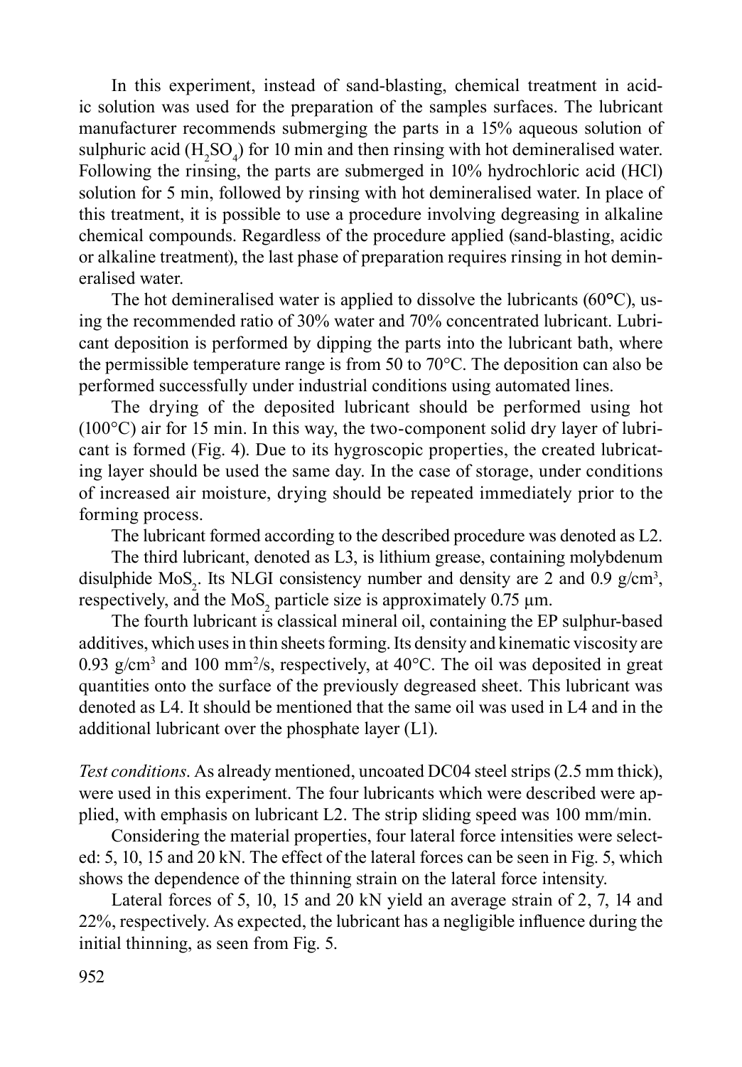In this experiment, instead of sand-blasting, chemical treatment in acidic solution was used for the preparation of the samples surfaces. The lubricant manufacturer recommends submerging the parts in a 15% aqueous solution of sulphuric acid ($H_2SO_4$) for 10 min and then rinsing with hot demineralised water. Following the rinsing, the parts are submerged in 10% hydrochloric acid (HCl) solution for 5 min, followed by rinsing with hot demineralised water. In place of this treatment, it is possible to use a procedure involving degreasing in alkaline chemical compounds. Regardless of the procedure applied (sand-blasting, acidic or alkaline treatment), the last phase of preparation requires rinsing in hot demineralised water.

The hot demineralised water is applied to dissolve the lubricants (60°C), using the recommended ratio of 30% water and 70% concentrated lubricant. Lubricant deposition is performed by dipping the parts into the lubricant bath, where the permissible temperature range is from 50 to 70°C. The deposition can also be performed successfully under industrial conditions using automated lines.

The drying of the deposited lubricant should be performed using hot (100°C) air for 15 min. In this way, the two-component solid dry layer of lubricant is formed (Fig. 4). Due to its hygroscopic properties, the created lubricating layer should be used the same day. In the case of storage, under conditions of increased air moisture, drying should be repeated immediately prior to the forming process.

The lubricant formed according to the described procedure was denoted as L2.

The third lubricant, denoted as L3, is lithium grease, containing molybdenum disulphide $MoS_2$. Its NLGI consistency number and density are 2 and 0.9 $g/cm^3$, respectively, and the $MoS_2$ particle size is approximately 0.75 µm.

The fourth lubricant is classical mineral oil, containing the EP sulphur-based additives, which uses in thin sheets forming. Its density and kinematic viscosity are 0.93 $g/cm^3$ and 100 $mm^2/s$, respectively, at 40°C. The oil was deposited in great quantities onto the surface of the previously degreased sheet. This lubricant was denoted as L4. It should be mentioned that the same oil was used in L4 and in the additional lubricant over the phosphate layer (L1).

*Test conditions*. As already mentioned, uncoated DC04 steel strips (2.5 mm thick), were used in this experiment. The four lubricants which were described were applied, with emphasis on lubricant L2. The strip sliding speed was 100 mm/min.

Considering the material properties, four lateral force intensities were selected: 5, 10, 15 and 20 kN. The effect of the lateral forces can be seen in Fig. 5, which shows the dependence of the thinning strain on the lateral force intensity.

Lateral forces of 5, 10, 15 and 20 kN yield an average strain of 2, 7, 14 and 22%, respectively. As expected, the lubricant has a negligible influence during the initial thinning, as seen from Fig. 5.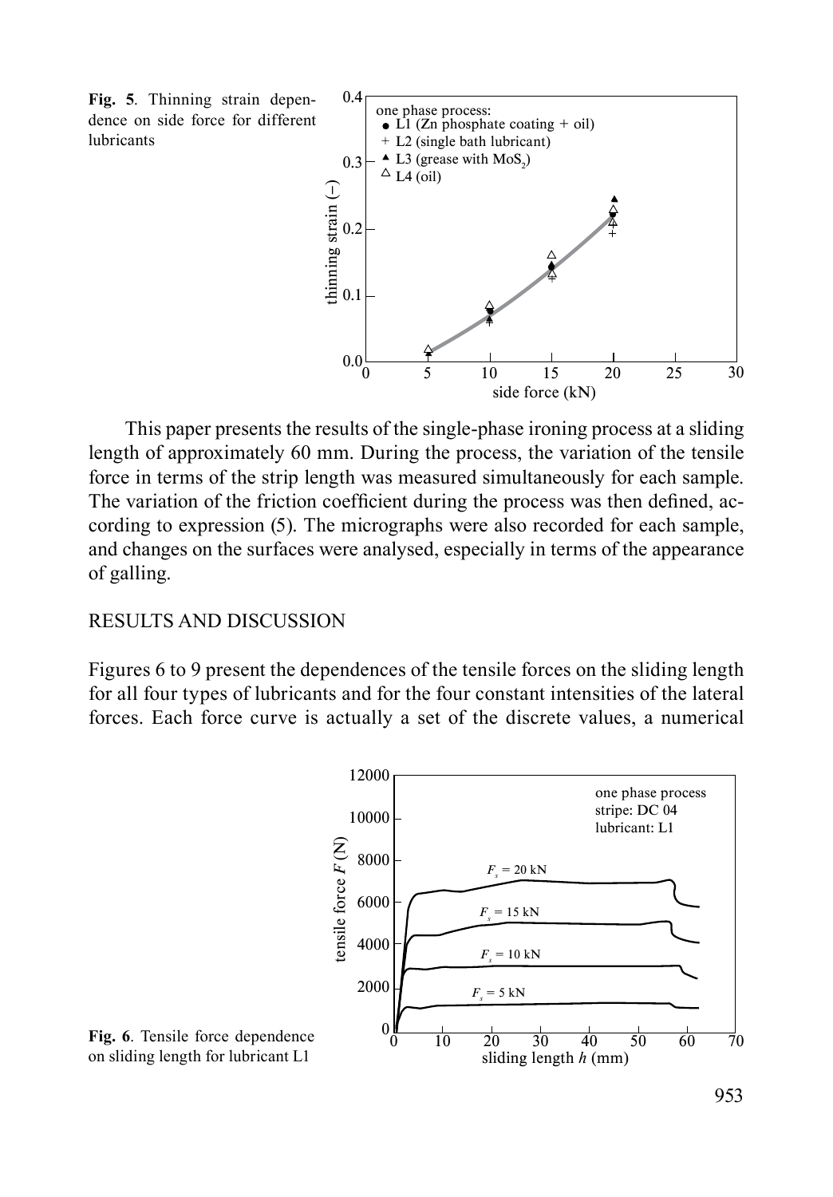**Fig. 5**. Thinning strain dependence on side force for different lubricants

This paper presents the results of the single-phase ironing process at a sliding length of approximately 60 mm. During the process, the variation of the tensile force in terms of the strip length was measured simultaneously for each sample. The variation of the friction coefficient during the process was then defined, according to expression (5). The micrographs were also recorded for each sample, and changes on the surfaces were analysed, especially in terms of the appearance of galling.

## RESULTS AND DISCUSSION

Figures 6 to 9 present the dependences of the tensile forces on the sliding length for all four types of lubricants and for the four constant intensities of the lateral forces. Each force curve is actually a set of the discrete values, a numerical

**Fig. 6**. Tensile force dependence on sliding length for lubricant L1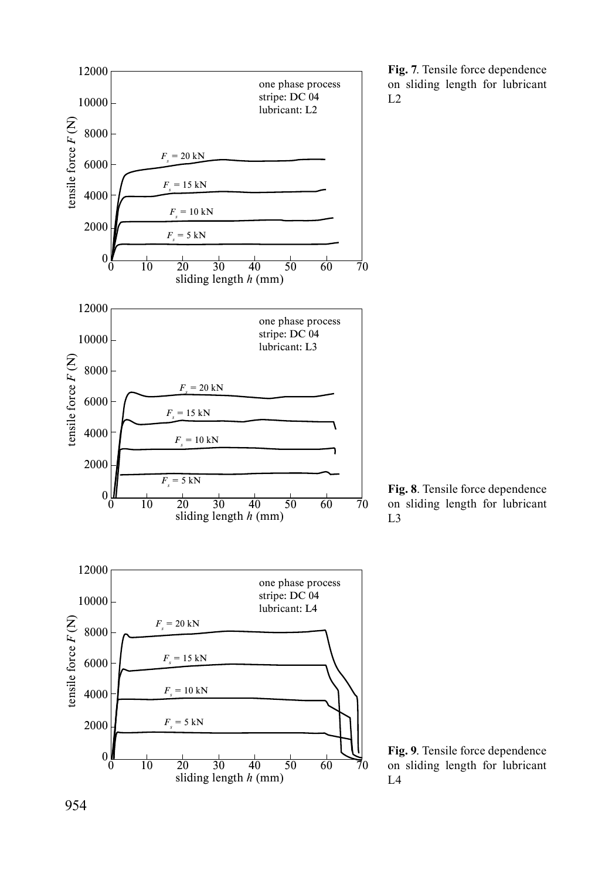**Fig. 7**. Tensile force dependence on sliding length for lubricant L2

**Fig. 8**. Tensile force dependence on sliding length for lubricant L3

**Fig. 9**. Tensile force dependence on sliding length for lubricant L4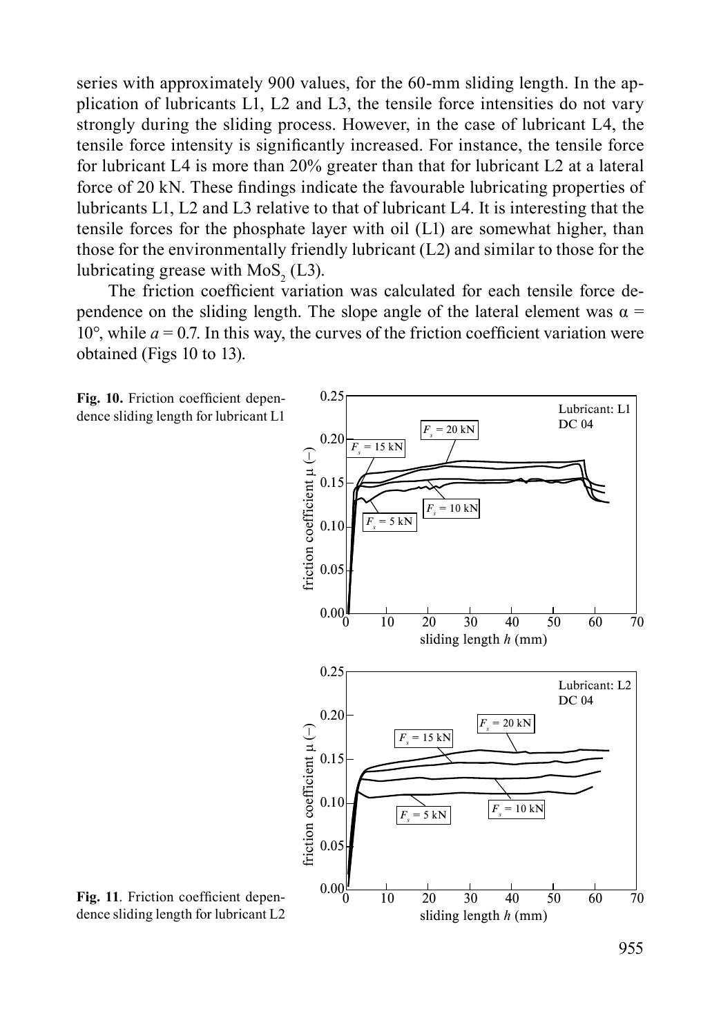series with approximately 900 values, for the 60-mm sliding length. In the application of lubricants L1, L2 and L3, the tensile force intensities do not vary strongly during the sliding process. However, in the case of lubricant L4, the tensile force intensity is significantly increased. For instance, the tensile force for lubricant L4 is more than 20% greater than that for lubricant L2 at a lateral force of 20 kN. These findings indicate the favourable lubricating properties of lubricants L1, L2 and L3 relative to that of lubricant L4. It is interesting that the tensile forces for the phosphate layer with oil (L1) are somewhat higher, than those for the environmentally friendly lubricant (L2) and similar to those for the lubricating grease with $MoS_2$ (L3).

The friction coefficient variation was calculated for each tensile force dependence on the sliding length. The slope angle of the lateral element was $\alpha = 10°$, while $a = 0.7$. In this way, the curves of the friction coefficient variation were obtained (Figs 10 to 13).

**Fig. 10.** Friction coefficient dependence sliding length for lubricant L1

**Fig. 11**. Friction coefficient dependence sliding length for lubricant L2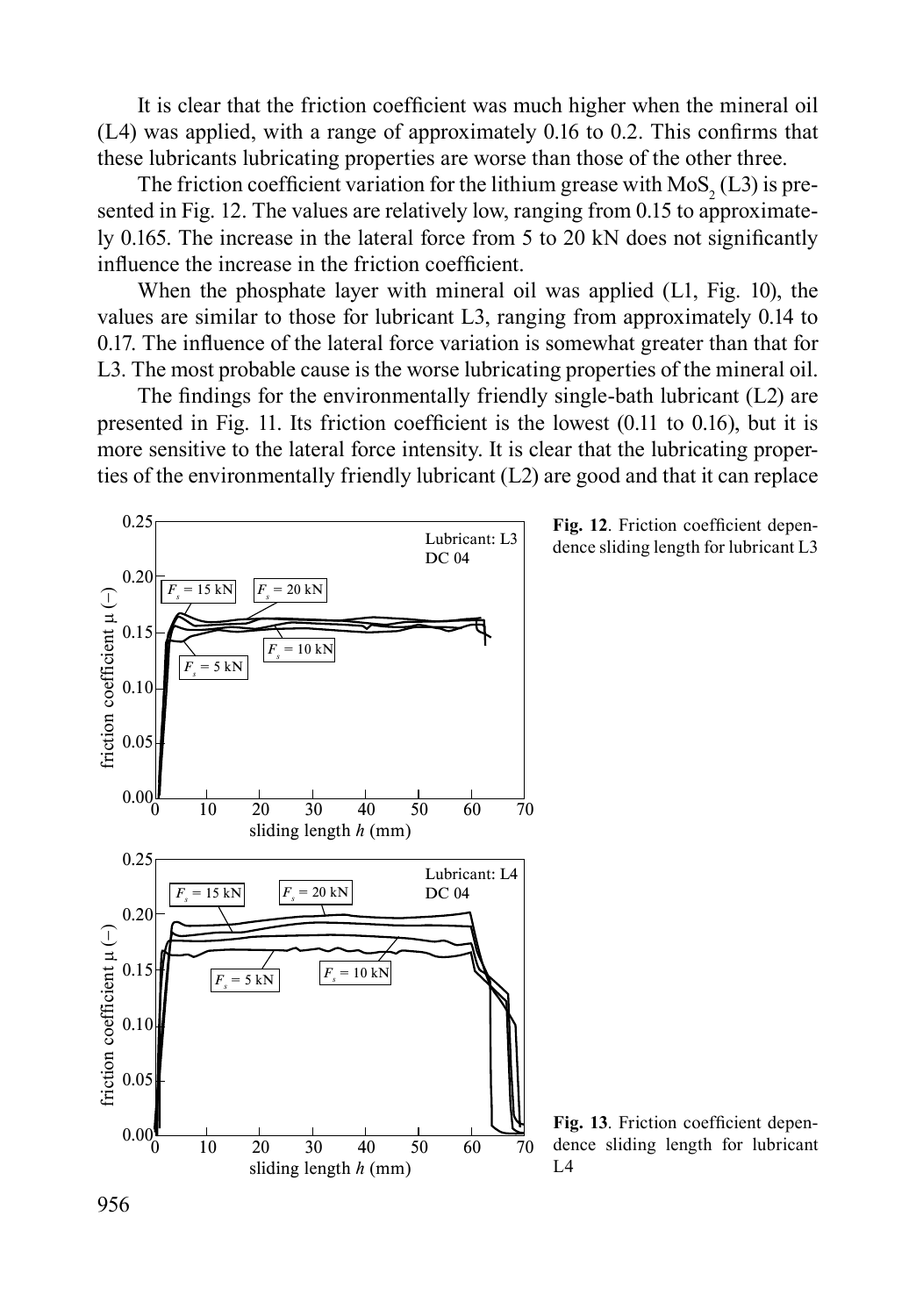It is clear that the friction coefficient was much higher when the mineral oil (L4) was applied, with a range of approximately 0.16 to 0.2. This confirms that these lubricants lubricating properties are worse than those of the other three.

The friction coefficient variation for the lithium grease with $MoS_2$ (L3) is presented in Fig. 12. The values are relatively low, ranging from 0.15 to approximately 0.165. The increase in the lateral force from 5 to 20 kN does not significantly influence the increase in the friction coefficient.

When the phosphate layer with mineral oil was applied (L1, Fig. 10), the values are similar to those for lubricant L3, ranging from approximately 0.14 to 0.17. The influence of the lateral force variation is somewhat greater than that for L3. The most probable cause is the worse lubricating properties of the mineral oil.

The findings for the environmentally friendly single-bath lubricant (L2) are presented in Fig. 11. Its friction coefficient is the lowest (0.11 to 0.16), but it is more sensitive to the lateral force intensity. It is clear that the lubricating properties of the environmentally friendly lubricant (L2) are good and that it can replace

**Fig. 12**. Friction coefficient dependence sliding length for lubricant L3

**Fig. 13**. Friction coefficient dependence sliding length for lubricant L4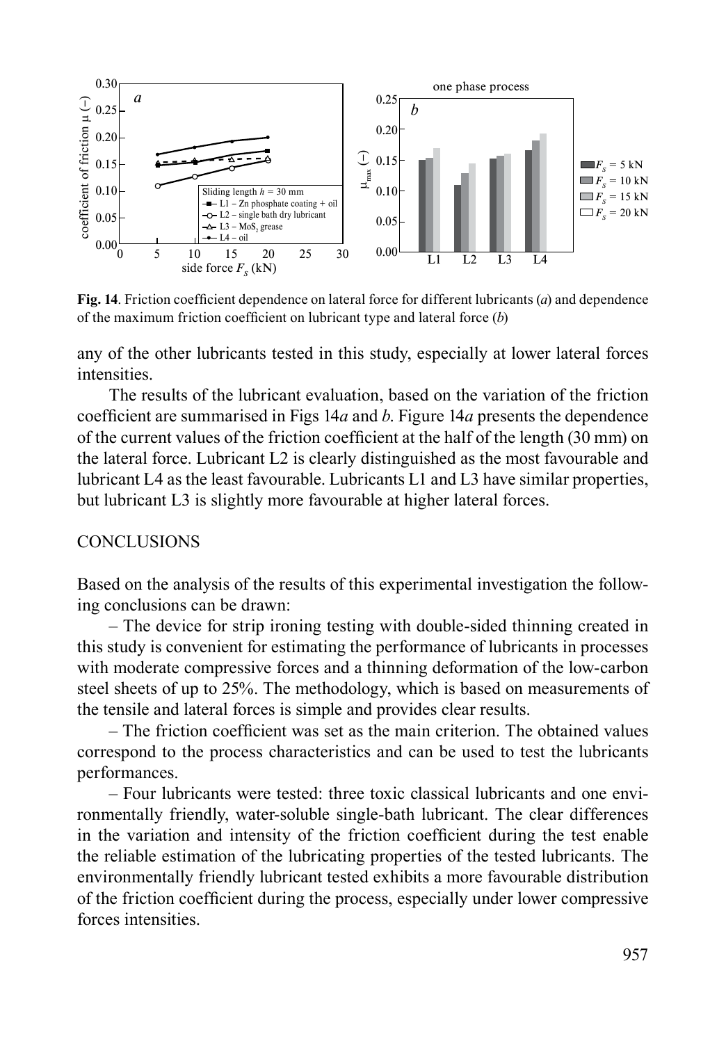**Fig. 14**. Friction coefficient dependence on lateral force for different lubricants (*a*) and dependence of the maximum friction coefficient on lubricant type and lateral force (*b*)

any of the other lubricants tested in this study, especially at lower lateral forces intensities.

The results of the lubricant evaluation, based on the variation of the friction coefficient are summarised in Figs 14*a* and *b*. Figure 14*a* presents the dependence of the current values of the friction coefficient at the half of the length (30 mm) on the lateral force. Lubricant L2 is clearly distinguished as the most favourable and lubricant L4 as the least favourable. Lubricants L1 and L3 have similar properties, but lubricant L3 is slightly more favourable at higher lateral forces.

## CONCLUSIONS

Based on the analysis of the results of this experimental investigation the following conclusions can be drawn:

– The device for strip ironing testing with double-sided thinning created in this study is convenient for estimating the performance of lubricants in processes with moderate compressive forces and a thinning deformation of the low-carbon steel sheets of up to 25%. The methodology, which is based on measurements of the tensile and lateral forces is simple and provides clear results.

– The friction coefficient was set as the main criterion. The obtained values correspond to the process characteristics and can be used to test the lubricants performances.

– Four lubricants were tested: three toxic classical lubricants and one environmentally friendly, water-soluble single-bath lubricant. The clear differences in the variation and intensity of the friction coefficient during the test enable the reliable estimation of the lubricating properties of the tested lubricants. The environmentally friendly lubricant tested exhibits a more favourable distribution of the friction coefficient during the process, especially under lower compressive forces intensities.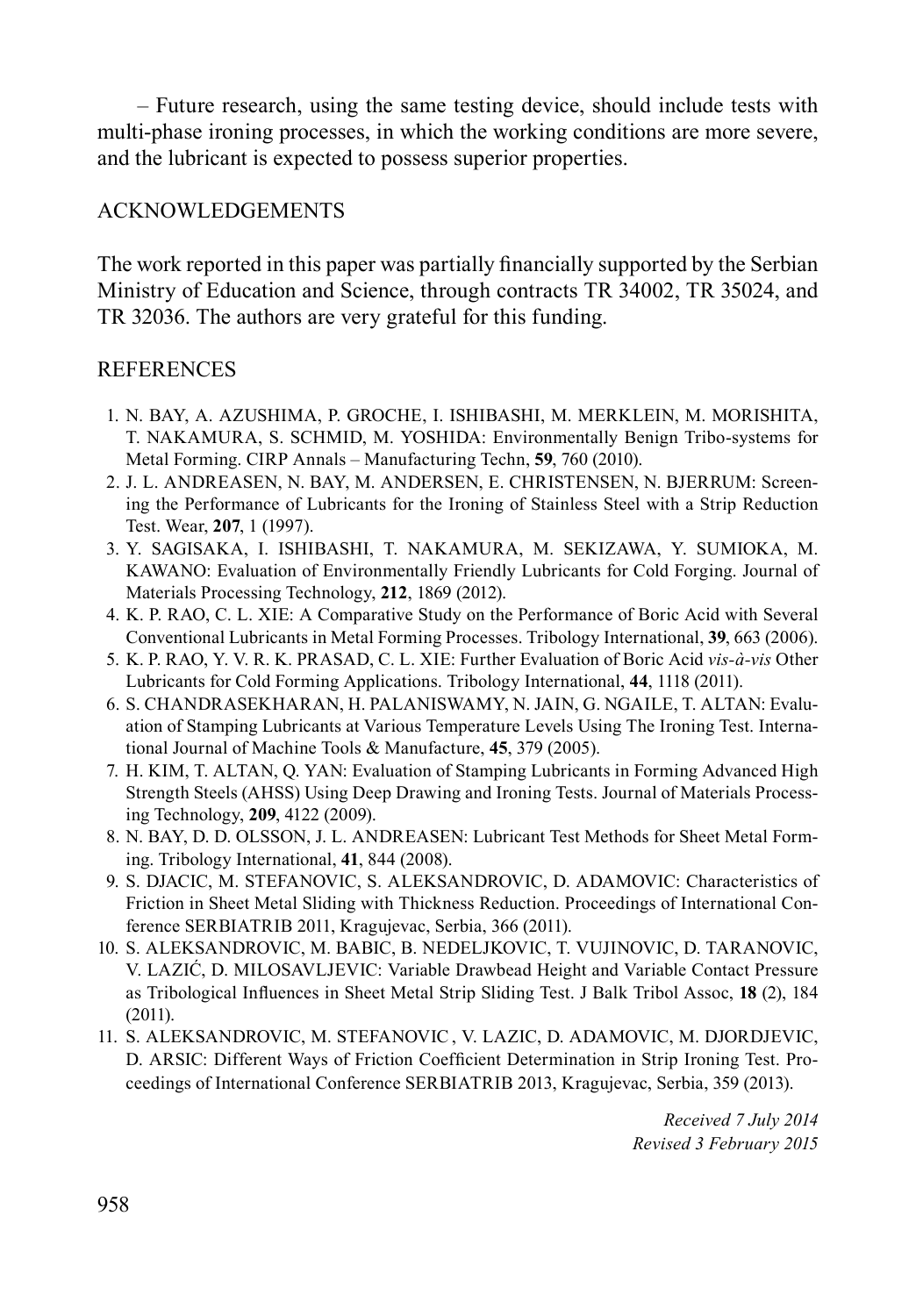– Future research, using the same testing device, should include tests with multi-phase ironing processes, in which the working conditions are more severe, and the lubricant is expected to possess superior properties.

## ACKNOWLEDGEMENTS

The work reported in this paper was partially financially supported by the Serbian Ministry of Education and Science, through contracts TR 34002, TR 35024, and TR 32036. The authors are very grateful for this funding.

## REFERENCES

1. N. BAY, A. AZUSHIMA, P. GROCHE, I. ISHIBASHI, M. MERKLEIN, M. MORISHITA, T. NAKAMURA, S. SCHMID, M. YOSHIDA: Environmentally Benign Tribo-systems for Metal Forming. CIRP Annals – Manufacturing Techn, **59**, 760 (2010).
2. J. L. ANDREASEN, N. BAY, M. ANDERSEN, E. CHRISTENSEN, N. BJERRUM: Screening the Performance of Lubricants for the Ironing of Stainless Steel with a Strip Reduction Test. Wear, **207**, 1 (1997).
3. Y. SAGISAKA, I. ISHIBASHI, T. NAKAMURA, M. SEKIZAWA, Y. SUMIOKA, M. KAWANO: Evaluation of Environmentally Friendly Lubricants for Cold Forging. Journal of Materials Processing Technology, **212**, 1869 (2012).
4. K. P. RAO, C. L. XIE: A Comparative Study on the Performance of Boric Acid with Several Conventional Lubricants in Metal Forming Processes. Tribology International, **39**, 663 (2006).
5. K. P. RAO, Y. V. R. K. PRASAD, C. L. XIE: Further Evaluation of Boric Acid *vis-à-vis* Other Lubricants for Cold Forming Applications. Tribology International, **44**, 1118 (2011).
6. S. CHANDRASEKHARAN, H. PALANISWAMY, N. JAIN, G. NGAILE, T. ALTAN: Evaluation of Stamping Lubricants at Various Temperature Levels Using The Ironing Test. International Journal of Machine Tools & Manufacture, **45**, 379 (2005).
7. H. KIM, T. ALTAN, Q. YAN: Evaluation of Stamping Lubricants in Forming Advanced High Strength Steels (AHSS) Using Deep Drawing and Ironing Tests. Journal of Materials Processing Technology, **209**, 4122 (2009).
8. N. BAY, D. D. OLSSON, J. L. ANDREASEN: Lubricant Test Methods for Sheet Metal Forming. Tribology International, **41**, 844 (2008).
9. S. DJACIC, M. STEFANOVIC, S. ALEKSANDROVIC, D. ADAMOVIC: Characteristics of Friction in Sheet Metal Sliding with Thickness Reduction. Proceedings of International Conference SERBIATRIB 2011, Kragujevac, Serbia, 366 (2011).
10. S. ALEKSANDROVIC, M. BABIC, B. NEDELJKOVIC, T. VUJINOVIC, D. TARANOVIC, V. LAZIĆ, D. MILOSAVLJEVIC: Variable Drawbead Height and Variable Contact Pressure as Tribological Influences in Sheet Metal Strip Sliding Test. J Balk Tribol Assoc, **18** (2), 184 (2011).
11. S. ALEKSANDROVIC, M. STEFANOVIC , V. LAZIC, D. ADAMOVIC, M. DJORDJEVIC, D. ARSIC: Different Ways of Friction Coefficient Determination in Strip Ironing Test. Proceedings of International Conference SERBIATRIB 2013, Kragujevac, Serbia, 359 (2013).

*Received 7 July 2014*
*Revised 3 February 2015*